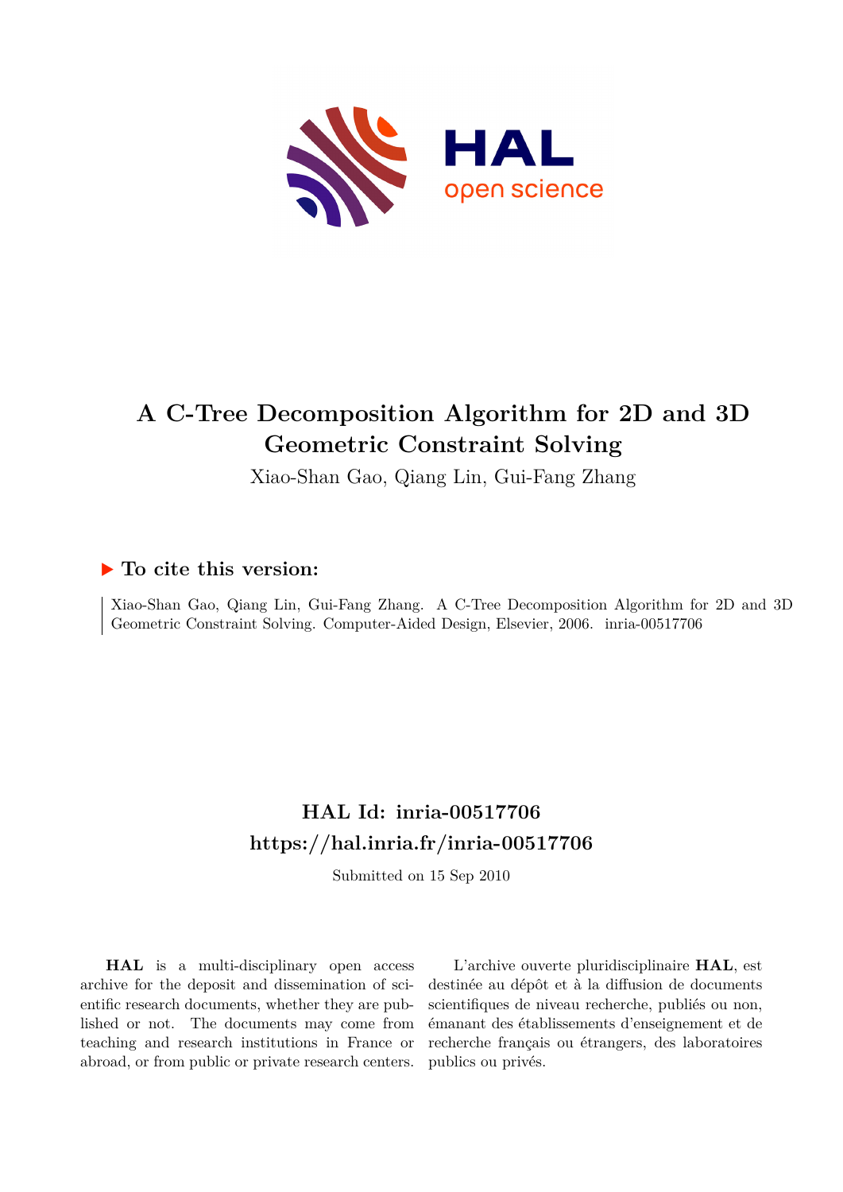# A C-Tree Decomposition Algorithm for 2D and 3D Geometric Constraint Solving

Xiao-Shan Gao, Qiang Lin, Gui-Fang Zhang

## ▶ To cite this version:

Xiao-Shan Gao, Qiang Lin, Gui-Fang Zhang. A C-Tree Decomposition Algorithm for 2D and 3D Geometric Constraint Solving. Computer-Aided Design, Elsevier, 2006. inria-00517706

## HAL Id: inria-00517706
## https://hal.inria.fr/inria-00517706

Submitted on 15 Sep 2010

**HAL** is a multi-disciplinary open access archive for the deposit and dissemination of scientific research documents, whether they are published or not. The documents may come from teaching and research institutions in France or abroad, or from public or private research centers.

L'archive ouverte pluridisciplinaire **HAL**, est destinée au dépôt et à la diffusion de documents scientifiques de niveau recherche, publiés ou non, émanant des établissements d'enseignement et de recherche français ou étrangers, des laboratoires publics ou privés.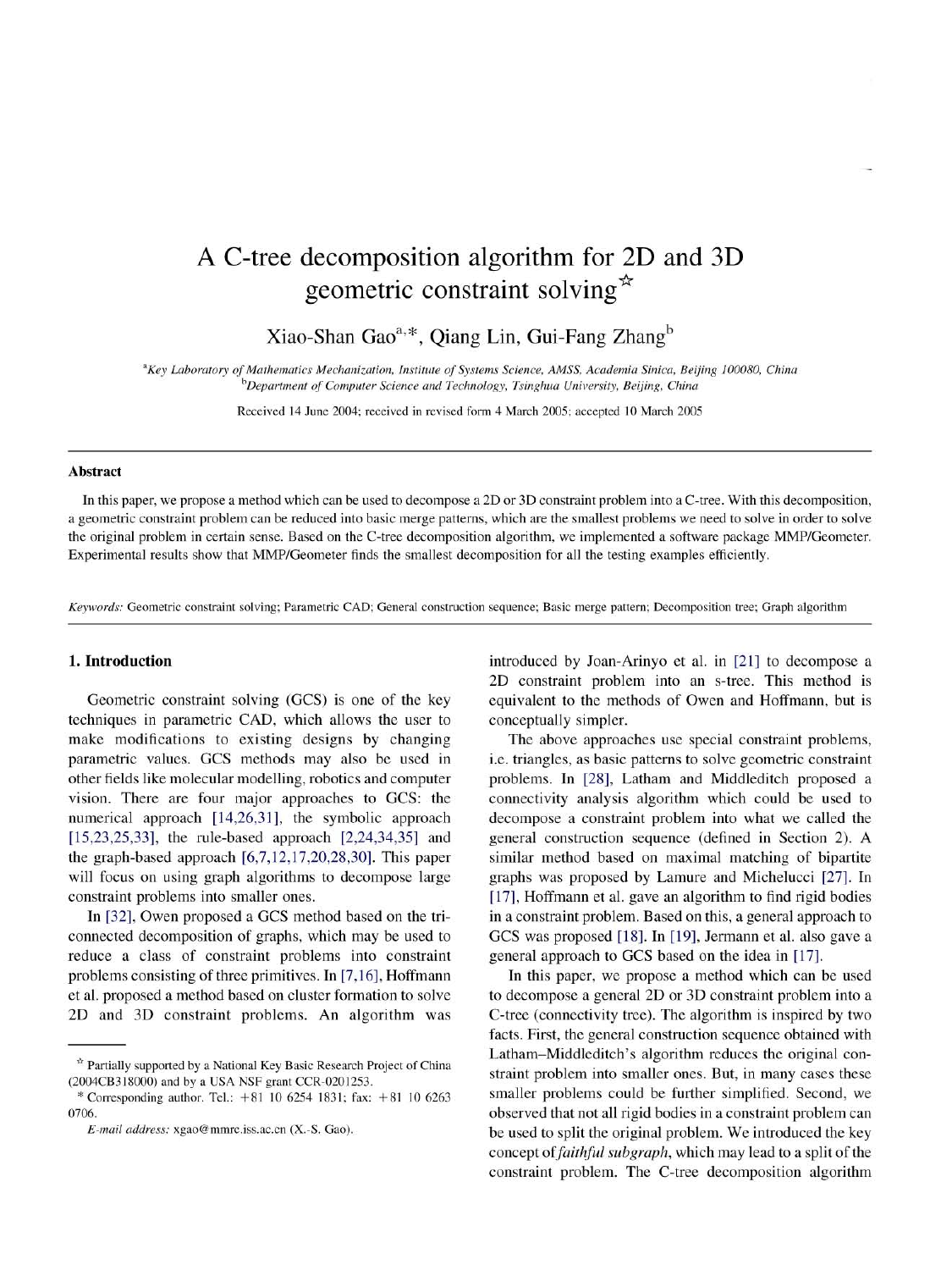# A C-tree decomposition algorithm for 2D and 3D geometric constraint solving☆

Xiao-Shan Gao[a,*], Qiang Lin, Gui-Fang Zhang[b]

[a]*Key Laboratory of Mathematics Mechanization, Institute of Systems Science, AMSS, Academia Sinica, Beijing 100080, China*
[b]*Department of Computer Science and Technology, Tsinghua University, Beijing, China*

Received 14 June 2004; received in revised form 4 March 2005; accepted 10 March 2005

---

**Abstract**

In this paper, we propose a method which can be used to decompose a 2D or 3D constraint problem into a C-tree. With this decomposition, a geometric constraint problem can be reduced into basic merge patterns, which are the smallest problems we need to solve in order to solve the original problem in certain sense. Based on the C-tree decomposition algorithm, we implemented a software package MMP/Geometer. Experimental results show that MMP/Geometer finds the smallest decomposition for all the testing examples efficiently.

*Keywords:* Geometric constraint solving; Parametric CAD; General construction sequence; Basic merge pattern; Decomposition tree; Graph algorithm

---

## 1. Introduction

Geometric constraint solving (GCS) is one of the key techniques in parametric CAD, which allows the user to make modifications to existing designs by changing parametric values. GCS methods may also be used in other fields like molecular modelling, robotics and computer vision. There are four major approaches to GCS: the numerical approach [14,26,31], the symbolic approach [15,23,25,33], the rule-based approach [2,24,34,35] and the graph-based approach [6,7,12,17,20,28,30]. This paper will focus on using graph algorithms to decompose large constraint problems into smaller ones.

In [32], Owen proposed a GCS method based on the tri-connected decomposition of graphs, which may be used to reduce a class of constraint problems into constraint problems consisting of three primitives. In [7,16], Hoffmann et al. proposed a method based on cluster formation to solve 2D and 3D constraint problems. An algorithm was introduced by Joan-Arinyo et al. in [21] to decompose a 2D constraint problem into an s-tree. This method is equivalent to the methods of Owen and Hoffmann, but is conceptually simpler.

The above approaches use special constraint problems, i.e. triangles, as basic patterns to solve geometric constraint problems. In [28], Latham and Middleditch proposed a connectivity analysis algorithm which could be used to decompose a constraint problem into what we called the general construction sequence (defined in Section 2). A similar method based on maximal matching of bipartite graphs was proposed by Lamure and Michelucci [27]. In [17], Hoffmann et al. gave an algorithm to find rigid bodies in a constraint problem. Based on this, a general approach to GCS was proposed [18]. In [19], Jermann et al. also gave a general approach to GCS based on the idea in [17].

In this paper, we propose a method which can be used to decompose a general 2D or 3D constraint problem into a C-tree (connectivity tree). The algorithm is inspired by two facts. First, the general construction sequence obtained with Latham–Middleditch's algorithm reduces the original constraint problem into smaller ones. But, in many cases these smaller problems could be further simplified. Second, we observed that not all rigid bodies in a constraint problem can be used to split the original problem. We introduced the key concept of *faithful subgraph*, which may lead to a split of the constraint problem. The C-tree decomposition algorithm

---

☆ Partially supported by a National Key Basic Research Project of China (2004CB318000) and by a USA NSF grant CCR-0201253.

\* Corresponding author. Tel.: +81 10 6254 1831; fax: +81 10 6263 0706.

*E-mail address:* xgao@mmrc.iss.ac.cn (X.-S. Gao).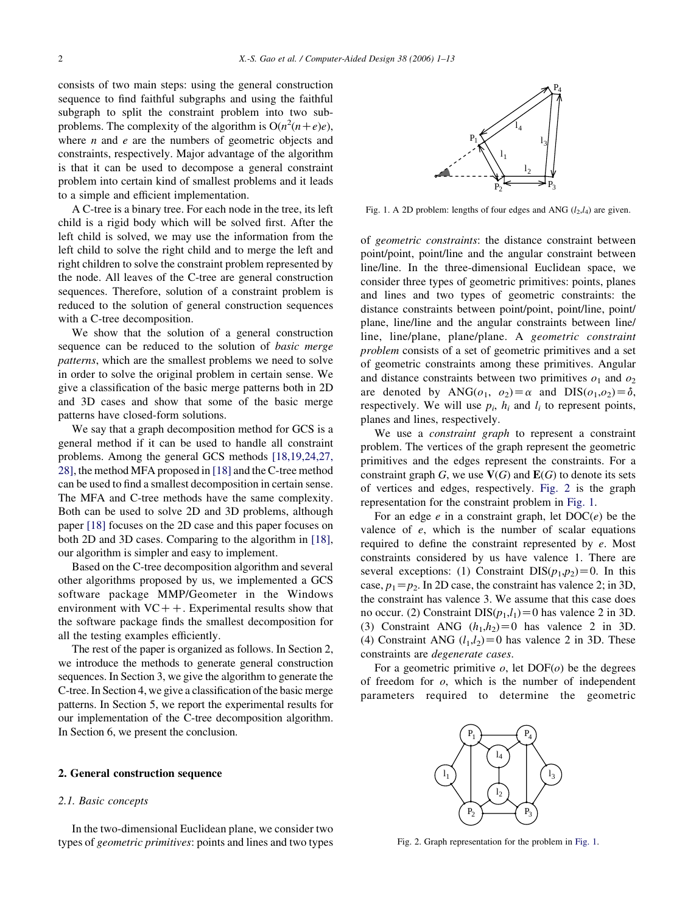consists of two main steps: using the general construction sequence to find faithful subgraphs and using the faithful subgraph to split the constraint problem into two sub-problems. The complexity of the algorithm is $O(n^2(n+e)e)$, where $n$ and $e$ are the numbers of geometric objects and constraints, respectively. Major advantage of the algorithm is that it can be used to decompose a general constraint problem into certain kind of smallest problems and it leads to a simple and efficient implementation.

A C-tree is a binary tree. For each node in the tree, its left child is a rigid body which will be solved first. After the left child is solved, we may use the information from the left child to solve the right child and to merge the left and right children to solve the constraint problem represented by the node. All leaves of the C-tree are general construction sequences. Therefore, solution of a constraint problem is reduced to the solution of general construction sequences with a C-tree decomposition.

We show that the solution of a general construction sequence can be reduced to the solution of *basic merge patterns*, which are the smallest problems we need to solve in order to solve the original problem in certain sense. We give a classification of the basic merge patterns both in 2D and 3D cases and show that some of the basic merge patterns have closed-form solutions.

We say that a graph decomposition method for GCS is a general method if it can be used to handle all constraint problems. Among the general GCS methods [18,19,24,27, 28], the method MFA proposed in [18] and the C-tree method can be used to find a smallest decomposition in certain sense. The MFA and C-tree methods have the same complexity. Both can be used to solve 2D and 3D problems, although paper [18] focuses on the 2D case and this paper focuses on both 2D and 3D cases. Comparing to the algorithm in [18], our algorithm is simpler and easy to implement.

Based on the C-tree decomposition algorithm and several other algorithms proposed by us, we implemented a GCS software package MMP/Geometer in the Windows environment with VC++. Experimental results show that the software package finds the smallest decomposition for all the testing examples efficiently.

The rest of the paper is organized as follows. In Section 2, we introduce the methods to generate general construction sequences. In Section 3, we give the algorithm to generate the C-tree. In Section 4, we give a classification of the basic merge patterns. In Section 5, we report the experimental results for our implementation of the C-tree decomposition algorithm. In Section 6, we present the conclusion.

## 2. General construction sequence

### 2.1. Basic concepts

In the two-dimensional Euclidean plane, we consider two types of *geometric primitives*: points and lines and two types of *geometric constraints*: the distance constraint between point/point, point/line and the angular constraint between line/line. In the three-dimensional Euclidean space, we consider three types of geometric primitives: points, planes and lines and two types of geometric constraints: the distance constraints between point/point, point/line, point/plane, line/line and the angular constraints between line/line, line/plane, plane/plane. A *geometric constraint problem* consists of a set of geometric primitives and a set of geometric constraints among these primitives. Angular and distance constraints between two primitives $o_1$ and $o_2$ are denoted by $\mathrm{ANG}(o_1, o_2)=\alpha$ and $\mathrm{DIS}(o_1,o_2)=\delta$, respectively. We will use $p_i$, $h_i$ and $l_i$ to represent points, planes and lines, respectively.

Fig. 1. A 2D problem: lengths of four edges and ANG $(l_2,l_4)$ are given.

We use a *constraint graph* to represent a constraint problem. The vertices of the graph represent the geometric primitives and the edges represent the constraints. For a constraint graph $G$, we use $\mathbf{V}(G)$ and $\mathbf{E}(G)$ to denote its sets of vertices and edges, respectively. Fig. 2 is the graph representation for the constraint problem in Fig. 1.

For an edge $e$ in a constraint graph, let $\mathrm{DOC}(e)$ be the valence of $e$, which is the number of scalar equations required to define the constraint represented by $e$. Most constraints considered by us have valence 1. There are several exceptions: (1) Constraint $\mathrm{DIS}(p_1,p_2)=0$. In this case, $p_1=p_2$. In 2D case, the constraint has valence 2; in 3D, the constraint has valence 3. We assume that this case does no occur. (2) Constraint $\mathrm{DIS}(p_1,l_1)=0$ has valence 2 in 3D. (3) Constraint ANG $(h_1,h_2)=0$ has valence 2 in 3D. (4) Constraint ANG $(l_1,l_2)=0$ has valence 2 in 3D. These constraints are *degenerate cases*.

For a geometric primitive $o$, let $\mathrm{DOF}(o)$ be the degrees of freedom for $o$, which is the number of independent parameters required to determine the geometric

Fig. 2. Graph representation for the problem in Fig. 1.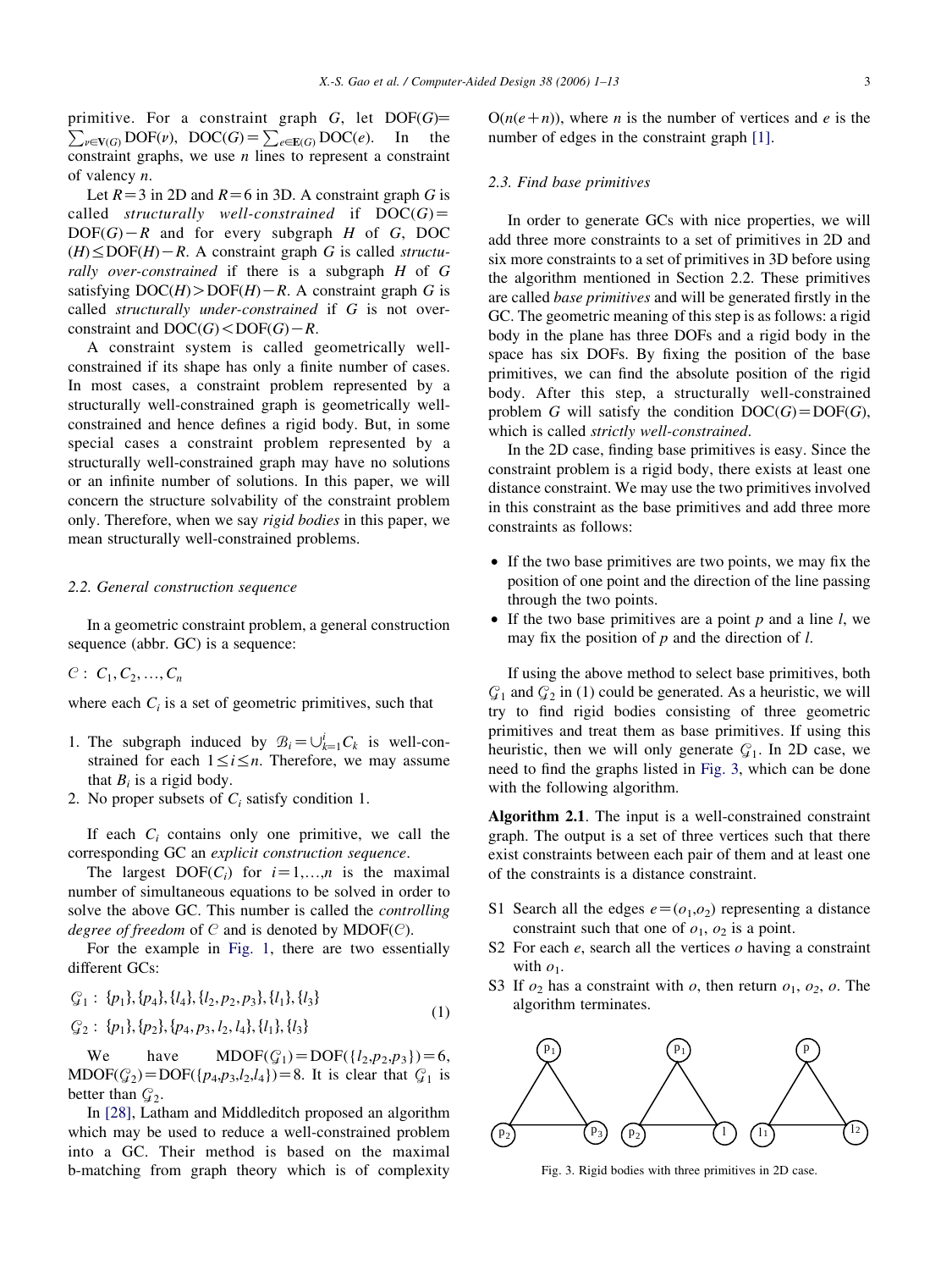primitive. For a constraint graph $G$, let $\mathrm{DOF}(G) = \sum_{v \in \mathbf{V}(G)} \mathrm{DOF}(v)$, $\mathrm{DOC}(G) = \sum_{e \in \mathbf{E}(G)} \mathrm{DOC}(e)$. In the constraint graphs, we use $n$ lines to represent a constraint of valency $n$.

Let $R=3$ in 2D and $R=6$ in 3D. A constraint graph $G$ is called *structurally well-constrained* if $\mathrm{DOC}(G) = \mathrm{DOF}(G) - R$ and for every subgraph $H$ of $G$, $\mathrm{DOC}(H) \le \mathrm{DOF}(H) - R$. A constraint graph $G$ is called *structurally over-constrained* if there is a subgraph $H$ of $G$ satisfying $\mathrm{DOC}(H) > \mathrm{DOF}(H) - R$. A constraint graph $G$ is called *structurally under-constrained* if $G$ is not over-constraint and $\mathrm{DOC}(G) < \mathrm{DOF}(G) - R$.

A constraint system is called geometrically well-constrained if its shape has only a finite number of cases. In most cases, a constraint problem represented by a structurally well-constrained graph is geometrically well-constrained and hence defines a rigid body. But, in some special cases a constraint problem represented by a structurally well-constrained graph may have no solutions or an infinite number of solutions. In this paper, we will concern the structure solvability of the constraint problem only. Therefore, when we say *rigid bodies* in this paper, we mean structurally well-constrained problems.

### 2.2. General construction sequence

In a geometric constraint problem, a general construction sequence (abbr. GC) is a sequence:

$\mathcal{C}: C_1, C_2, \ldots, C_n$

where each $C_i$ is a set of geometric primitives, such that

1. The subgraph induced by $\mathcal{B}_i = \cup_{k=1}^{i} C_k$ is well-constrained for each $1 \le i \le n$. Therefore, we may assume that $B_i$ is a rigid body.
2. No proper subsets of $C_i$ satisfy condition 1.

If each $C_i$ contains only one primitive, we call the corresponding GC an *explicit construction sequence*.

The largest $\mathrm{DOF}(C_i)$ for $i=1,\ldots,n$ is the maximal number of simultaneous equations to be solved in order to solve the above GC. This number is called the *controlling degree of freedom* of $\mathcal{C}$ and is denoted by $\mathrm{MDOF}(\mathcal{C})$.

For the example in Fig. 1, there are two essentially different GCs:

$$
\begin{aligned}
\mathcal{G}_1 &: \{p_1\}, \{p_4\}, \{l_4\}, \{l_2, p_2, p_3\}, \{l_1\}, \{l_3\} \\
\mathcal{G}_2 &: \{p_1\}, \{p_2\}, \{p_4, p_3, l_2, l_4\}, \{l_1\}, \{l_3\}
\end{aligned}
\tag{1}
$$

We have $\mathrm{MDOF}(\mathcal{G}_1) = \mathrm{DOF}(\{l_2, p_2, p_3\}) = 6$, $\mathrm{MDOF}(\mathcal{G}_2) = \mathrm{DOF}(\{p_4, p_3, l_2, l_4\}) = 8$. It is clear that $\mathcal{G}_1$ is better than $\mathcal{G}_2$.

In [28], Latham and Middleditch proposed an algorithm which may be used to reduce a well-constrained problem into a GC. Their method is based on the maximal b-matching from graph theory which is of complexity $O(n(e+n))$, where $n$ is the number of vertices and $e$ is the number of edges in the constraint graph [1].

### 2.3. Find base primitives

In order to generate GCs with nice properties, we will add three more constraints to a set of primitives in 2D and six more constraints to a set of primitives in 3D before using the algorithm mentioned in Section 2.2. These primitives are called *base primitives* and will be generated firstly in the GC. The geometric meaning of this step is as follows: a rigid body in the plane has three DOFs and a rigid body in the space has six DOFs. By fixing the position of the base primitives, we can find the absolute position of the rigid body. After this step, a structurally well-constrained problem $G$ will satisfy the condition $\mathrm{DOC}(G) = \mathrm{DOF}(G)$, which is called *strictly well-constrained*.

In the 2D case, finding base primitives is easy. Since the constraint problem is a rigid body, there exists at least one distance constraint. We may use the two primitives involved in this constraint as the base primitives and add three more constraints as follows:

- If the two base primitives are two points, we may fix the position of one point and the direction of the line passing through the two points.
- If the two base primitives are a point $p$ and a line $l$, we may fix the position of $p$ and the direction of $l$.

If using the above method to select base primitives, both $\mathcal{G}_1$ and $\mathcal{G}_2$ in (1) could be generated. As a heuristic, we will try to find rigid bodies consisting of three geometric primitives and treat them as base primitives. If using this heuristic, then we will only generate $\mathcal{G}_1$. In 2D case, we need to find the graphs listed in Fig. 3, which can be done with the following algorithm.

**Algorithm 2.1**. The input is a well-constrained constraint graph. The output is a set of three vertices such that there exist constraints between each pair of them and at least one of the constraints is a distance constraint.

- S1 Search all the edges $e=(o_1,o_2)$ representing a distance constraint such that one of $o_1$, $o_2$ is a point.
- S2 For each $e$, search all the vertices $o$ having a constraint with $o_1$.
- S3 If $o_2$ has a constraint with $o$, then return $o_1$, $o_2$, $o$. The algorithm terminates.

Fig. 3. Rigid bodies with three primitives in 2D case.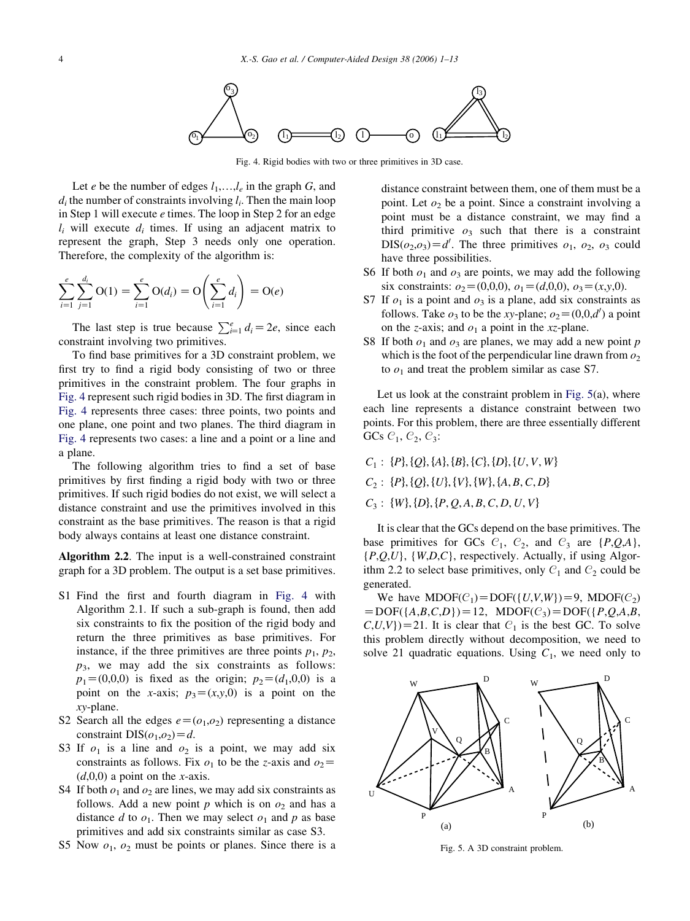Fig. 4. Rigid bodies with two or three primitives in 3D case.

Let $e$ be the number of edges $l_1,\ldots,l_e$ in the graph $G$, and $d_i$ the number of constraints involving $l_i$. Then the main loop in Step 1 will execute $e$ times. The loop in Step 2 for an edge $l_i$ will execute $d_i$ times. If using an adjacent matrix to represent the graph, Step 3 needs only one operation. Therefore, the complexity of the algorithm is:

$$\sum_{i=1}^{e}\sum_{j=1}^{d_i} \mathrm{O}(1) = \sum_{i=1}^{e} \mathrm{O}(d_i) = \mathrm{O}\left(\sum_{i=1}^{e} d_i\right) = \mathrm{O}(e)$$

The last step is true because $\sum_{i=1}^{e} d_i = 2e$, since each constraint involving two primitives.

To find base primitives for a 3D constraint problem, we first try to find a rigid body consisting of two or three primitives in the constraint problem. The four graphs in Fig. 4 represent such rigid bodies in 3D. The first diagram in Fig. 4 represents three cases: three points, two points and one plane, one point and two planes. The third diagram in Fig. 4 represents two cases: a line and a point or a line and a plane.

The following algorithm tries to find a set of base primitives by first finding a rigid body with two or three primitives. If such rigid bodies do not exist, we will select a distance constraint and use the primitives involved in this constraint as the base primitives. The reason is that a rigid body always contains at least one distance constraint.

**Algorithm 2.2**. The input is a well-constrained constraint graph for a 3D problem. The output is a set base primitives.

- S1 Find the first and fourth diagram in Fig. 4 with Algorithm 2.1. If such a sub-graph is found, then add six constraints to fix the position of the rigid body and return the three primitives as base primitives. For instance, if the three primitives are three points $p_1$, $p_2$, $p_3$, we may add the six constraints as follows: $p_1=(0,0,0)$ is fixed as the origin; $p_2=(d_1,0,0)$ is a point on the $x$-axis; $p_3=(x,y,0)$ is a point on the $xy$-plane.
- S2 Search all the edges $e=(o_1,o_2)$ representing a distance constraint $\mathrm{DIS}(o_1,o_2)=d$.
- S3 If $o_1$ is a line and $o_2$ is a point, we may add six constraints as follows. Fix $o_1$ to be the $z$-axis and $o_2=(d,0,0)$ a point on the $x$-axis.
- S4 If both $o_1$ and $o_2$ are lines, we may add six constraints as follows. Add a new point $p$ which is on $o_2$ and has a distance $d$ to $o_1$. Then we may select $o_1$ and $p$ as base primitives and add six constraints similar as case S3.
- S5 Now $o_1$, $o_2$ must be points or planes. Since there is a distance constraint between them, one of them must be a point. Let $o_2$ be a point. Since a constraint involving a point must be a distance constraint, we may find a third primitive $o_3$ such that there is a constraint $\mathrm{DIS}(o_2,o_3)=d'$. The three primitives $o_1$, $o_2$, $o_3$ could have three possibilities.
- S6 If both $o_1$ and $o_3$ are points, we may add the following six constraints: $o_2=(0,0,0)$, $o_1=(d,0,0)$, $o_3=(x,y,0)$.
- S7 If $o_1$ is a point and $o_3$ is a plane, add six constraints as follows. Take $o_3$ to be the $xy$-plane; $o_2=(0,0,d')$ a point on the $z$-axis; and $o_1$ a point in the $xz$-plane.
- S8 If both $o_1$ and $o_3$ are planes, we may add a new point $p$ which is the foot of the perpendicular line drawn from $o_2$ to $o_1$ and treat the problem similar as case S7.

Let us look at the constraint problem in Fig. 5(a), where each line represents a distance constraint between two points. For this problem, there are three essentially different GCs $\mathcal{C}_1$, $\mathcal{C}_2$, $\mathcal{C}_3$:

$$C_1:\ \{P\},\{Q\},\{A\},\{B\},\{C\},\{D\},\{U,V,W\}$$

$$C_2:\ \{P\},\{Q\},\{U\},\{V\},\{W\},\{A,B,C,D\}$$

$$C_3:\ \{W\},\{D\},\{P,Q,A,B,C,D,U,V\}$$

It is clear that the GCs depend on the base primitives. The base primitives for GCs $\mathcal{C}_1$, $\mathcal{C}_2$, and $\mathcal{C}_3$ are $\{P,Q,A\}$, $\{P,Q,U\}$, $\{W,D,C\}$, respectively. Actually, if using Algorithm 2.2 to select base primitives, only $\mathcal{C}_1$ and $\mathcal{C}_2$ could be generated.

We have $\mathrm{MDOF}(\mathcal{C}_1)=\mathrm{DOF}(\{U,V,W\})=9$, $\mathrm{MDOF}(\mathcal{C}_2)=\mathrm{DOF}(\{A,B,C,D\})=12$, $\mathrm{MDOF}(\mathcal{C}_3)=\mathrm{DOF}(\{P,Q,A,B,C,U,V\})=21$. It is clear that $\mathcal{C}_1$ is the best GC. To solve this problem directly without decomposition, we need to solve 21 quadratic equations. Using $C_1$, we need only to

Fig. 5. A 3D constraint problem.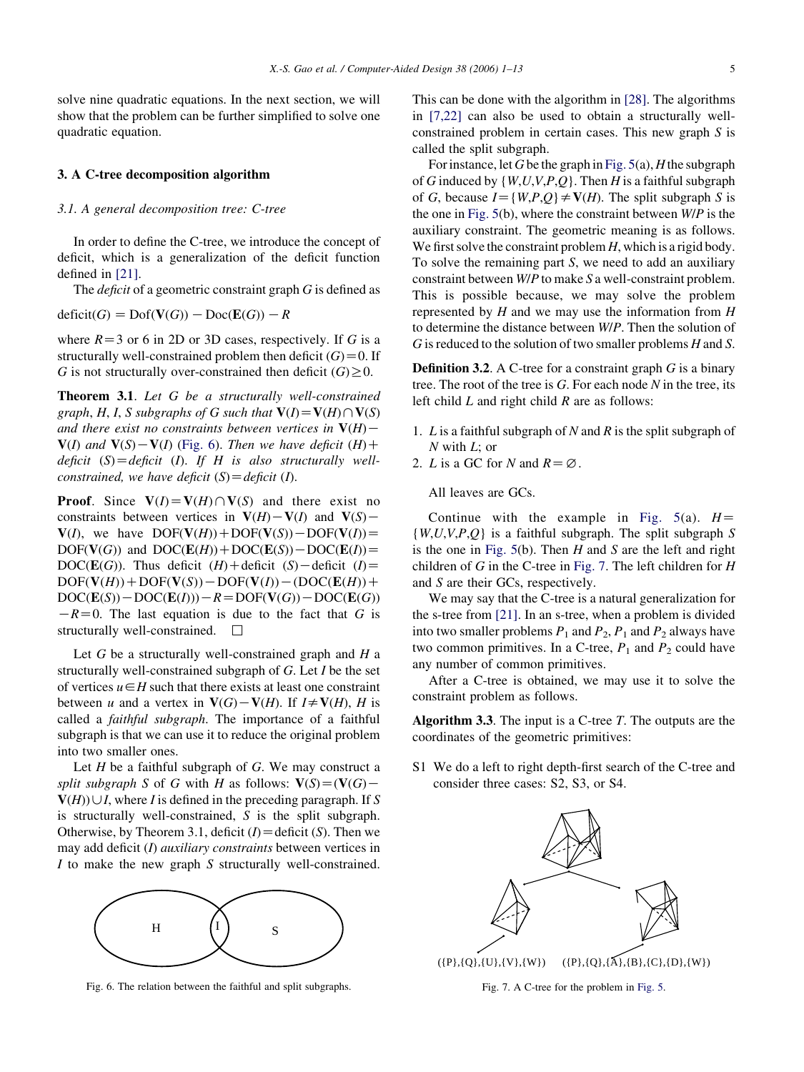solve nine quadratic equations. In the next section, we will show that the problem can be further simplified to solve one quadratic equation.

## 3. A C-tree decomposition algorithm

### 3.1. A general decomposition tree: C-tree

In order to define the C-tree, we introduce the concept of deficit, which is a generalization of the deficit function defined in [21].

The *deficit* of a geometric constraint graph $G$ is defined as

$$\text{deficit}(G) = \text{Dof}(\mathbf{V}(G)) - \text{Doc}(\mathbf{E}(G)) - R$$

where $R=3$ or 6 in 2D or 3D cases, respectively. If $G$ is a structurally well-constrained problem then deficit $(G)=0$. If $G$ is not structurally over-constrained then deficit $(G)\geq 0$.

**Theorem 3.1**. *Let $G$ be a structurally well-constrained graph, $H$, $I$, $S$ subgraphs of $G$ such that $\mathbf{V}(I)=\mathbf{V}(H)\cap\mathbf{V}(S)$ and there exist no constraints between vertices in $\mathbf{V}(H)-\mathbf{V}(I)$ and $\mathbf{V}(S)-\mathbf{V}(I)$ (Fig. 6). Then we have deficit $(H)+$ deficit $(S)=$deficit $(I)$. If $H$ is also structurally well-constrained, we have deficit $(S)=$deficit $(I)$.*

**Proof**. Since $\mathbf{V}(I)=\mathbf{V}(H)\cap\mathbf{V}(S)$ and there exist no constraints between vertices in $\mathbf{V}(H)-\mathbf{V}(I)$ and $\mathbf{V}(S)-\mathbf{V}(I)$, we have $\text{DOF}(\mathbf{V}(H))+\text{DOF}(\mathbf{V}(S))-\text{DOF}(\mathbf{V}(I))=\text{DOF}(\mathbf{V}(G))$ and $\text{DOC}(\mathbf{E}(H))+\text{DOC}(\mathbf{E}(S))-\text{DOC}(\mathbf{E}(I))=\text{DOC}(\mathbf{E}(G))$. Thus deficit $(H)+$deficit $(S)-$deficit $(I)=\text{DOF}(\mathbf{V}(H))+\text{DOF}(\mathbf{V}(S))-\text{DOF}(\mathbf{V}(I))-(\text{DOC}(\mathbf{E}(H))+\text{DOC}(\mathbf{E}(S))-\text{DOC}(\mathbf{E}(I)))-R=\text{DOF}(\mathbf{V}(G))-\text{DOC}(\mathbf{E}(G))-R=0$. The last equation is due to the fact that $G$ is structurally well-constrained. □

Let $G$ be a structurally well-constrained graph and $H$ a structurally well-constrained subgraph of $G$. Let $I$ be the set of vertices $u\in H$ such that there exists at least one constraint between $u$ and a vertex in $\mathbf{V}(G)-\mathbf{V}(H)$. If $I\neq\mathbf{V}(H)$, $H$ is called a *faithful subgraph*. The importance of a faithful subgraph is that we can use it to reduce the original problem into two smaller ones.

Let $H$ be a faithful subgraph of $G$. We may construct a *split subgraph* $S$ of $G$ with $H$ as follows: $\mathbf{V}(S)=(\mathbf{V}(G)-\mathbf{V}(H))\cup I$, where $I$ is defined in the preceding paragraph. If $S$ is structurally well-constrained, $S$ is the split subgraph. Otherwise, by Theorem 3.1, deficit $(I)=$deficit $(S)$. Then we may add deficit $(I)$ *auxiliary constraints* between vertices in $I$ to make the new graph $S$ structurally well-constrained.

Fig. 6. The relation between the faithful and split subgraphs.

This can be done with the algorithm in [28]. The algorithms in [7,22] can also be used to obtain a structurally well-constrained problem in certain cases. This new graph $S$ is called the split subgraph.

For instance, let $G$ be the graph in Fig. 5(a), $H$ the subgraph of $G$ induced by $\{W,U,V,P,Q\}$. Then $H$ is a faithful subgraph of $G$, because $I=\{W,P,Q\}\neq\mathbf{V}(H)$. The split subgraph $S$ is the one in Fig. 5(b), where the constraint between $W/P$ is the auxiliary constraint. The geometric meaning is as follows. We first solve the constraint problem $H$, which is a rigid body. To solve the remaining part $S$, we need to add an auxiliary constraint between $W/P$ to make $S$ a well-constraint problem. This is possible because, we may solve the problem represented by $H$ and we may use the information from $H$ to determine the distance between $W/P$. Then the solution of $G$ is reduced to the solution of two smaller problems $H$ and $S$.

**Definition 3.2**. A C-tree for a constraint graph $G$ is a binary tree. The root of the tree is $G$. For each node $N$ in the tree, its left child $L$ and right child $R$ are as follows:

1. $L$ is a faithful subgraph of $N$ and $R$ is the split subgraph of $N$ with $L$; or
2. $L$ is a GC for $N$ and $R=\varnothing$.

   All leaves are GCs.

Continue with the example in Fig. 5(a). $H=\{W,U,V,P,Q\}$ is a faithful subgraph. The split subgraph $S$ is the one in Fig. 5(b). Then $H$ and $S$ are the left and right children of $G$ in the C-tree in Fig. 7. The left children for $H$ and $S$ are their GCs, respectively.

We may say that the C-tree is a natural generalization for the s-tree from [21]. In an s-tree, when a problem is divided into two smaller problems $P_1$ and $P_2$, $P_1$ and $P_2$ always have two common primitives. In a C-tree, $P_1$ and $P_2$ could have any number of common primitives.

After a C-tree is obtained, we may use it to solve the constraint problem as follows.

**Algorithm 3.3**. The input is a C-tree $T$. The outputs are the coordinates of the geometric primitives:

S1 We do a left to right depth-first search of the C-tree and consider three cases: S2, S3, or S4.

({P},{Q},{U},{V},{W}) ({P},{Q},{A},{B},{C},{D},{W})

Fig. 7. A C-tree for the problem in Fig. 5.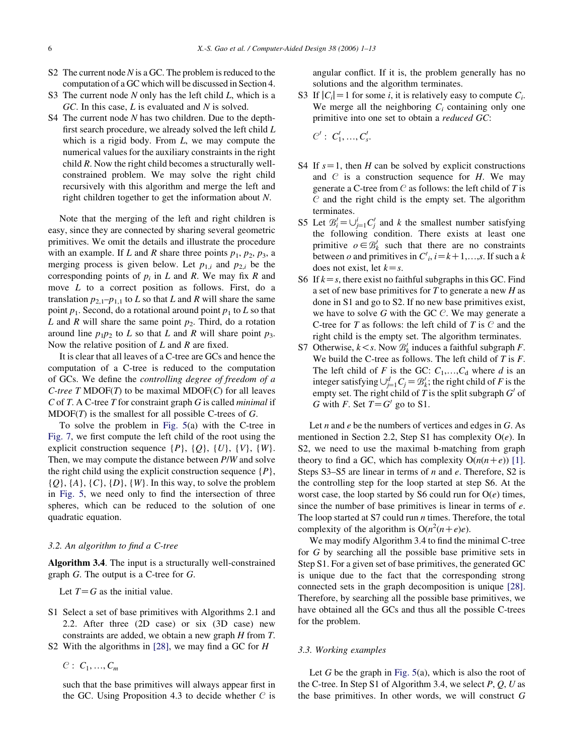S2 The current node $N$ is a GC. The problem is reduced to the computation of a GC which will be discussed in Section 4.

S3 The current node $N$ only has the left child $L$, which is a *GC*. In this case, $L$ is evaluated and $N$ is solved.

S4 The current node $N$ has two children. Due to the depth-first search procedure, we already solved the left child $L$ which is a rigid body. From $L$, we may compute the numerical values for the auxiliary constraints in the right child $R$. Now the right child becomes a structurally well-constrained problem. We may solve the right child recursively with this algorithm and merge the left and right children together to get the information about $N$.

Note that the merging of the left and right children is easy, since they are connected by sharing several geometric primitives. We omit the details and illustrate the procedure with an example. If $L$ and $R$ share three points $p_1$, $p_2$, $p_3$, a merging process is given below. Let $p_{1,i}$ and $p_{2,i}$ be the corresponding points of $p_i$ in $L$ and $R$. We may fix $R$ and move $L$ to a correct position as follows. First, do a translation $p_{2,1}$–$p_{1,1}$ to $L$ so that $L$ and $R$ will share the same point $p_1$. Second, do a rotational around point $p_1$ to $L$ so that $L$ and $R$ will share the same point $p_2$. Third, do a rotation around line $p_1p_2$ to $L$ so that $L$ and $R$ will share point $p_3$. Now the relative position of $L$ and $R$ are fixed.

It is clear that all leaves of a C-tree are GCs and hence the computation of a C-tree is reduced to the computation of GCs. We define the *controlling degree of freedom of a C-tree T* MDOF($T$) to be maximal MDOF($C$) for all leaves $C$ of $T$. A C-tree $T$ for constraint graph $G$ is called *minimal* if MDOF($T$) is the smallest for all possible C-trees of $G$.

To solve the problem in Fig. 5(a) with the C-tree in Fig. 7, we first compute the left child of the root using the explicit construction sequence $\{P\}$, $\{Q\}$, $\{U\}$, $\{V\}$, $\{W\}$. Then, we may compute the distance between $P/W$ and solve the right child using the explicit construction sequence $\{P\}$, $\{Q\}$, $\{A\}$, $\{C\}$, $\{D\}$, $\{W\}$. In this way, to solve the problem in Fig. 5, we need only to find the intersection of three spheres, which can be reduced to the solution of one quadratic equation.

### 3.2. An algorithm to find a C-tree

**Algorithm 3.4**. The input is a structurally well-constrained graph $G$. The output is a C-tree for $G$.

Let $T=G$ as the initial value.

S1 Select a set of base primitives with Algorithms 2.1 and 2.2. After three (2D case) or six (3D case) new constraints are added, we obtain a new graph $H$ from $T$.

S2 With the algorithms in [28], we may find a GC for $H$

$$\mathcal{C}:\ C_1,\ldots,C_m$$

such that the base primitives will always appear first in the GC. Using Proposition 4.3 to decide whether $\mathcal{C}$ is angular conflict. If it is, the problem generally has no solutions and the algorithm terminates.

S3 If $|C_i|=1$ for some $i$, it is relatively easy to compute $C_i$. We merge all the neighboring $C_i$ containing only one primitive into one set to obtain a *reduced GC*:

$$\mathcal{C}':\ C'_1,\ldots,C'_s.$$

S4 If $s=1$, then $H$ can be solved by explicit constructions and $\mathcal{C}$ is a construction sequence for $H$. We may generate a C-tree from $\mathcal{C}$ as follows: the left child of $T$ is $\mathcal{C}$ and the right child is the empty set. The algorithm terminates.

S5 Let $\mathcal{B}'_i=\cup_{j=1}^{i}C'_j$ and $k$ the smallest number satisfying the following condition. There exists at least one primitive $o\in\mathcal{B}'_k$ such that there are no constraints between $o$ and primitives in $C'_i$, $i=k+1,\ldots,s$. If such a $k$ does not exist, let $k=s$.

S6 If $k=s$, there exist no faithful subgraphs in this GC. Find a set of new base primitives for $T$ to generate a new $H$ as done in S1 and go to S2. If no new base primitives exist, we have to solve $G$ with the GC $\mathcal{C}$. We may generate a C-tree for $T$ as follows: the left child of $T$ is $\mathcal{C}$ and the right child is the empty set. The algorithm terminates.

S7 Otherwise, $k<s$. Now $\mathcal{B}'_k$ induces a faithful subgraph $F$. We build the C-tree as follows. The left child of $T$ is $F$. The left child of $F$ is the GC: $C_1,\ldots,C_d$ where $d$ is an integer satisfying $\cup_{j=1}^{d}C_j=\mathcal{B}'_k$; the right child of $F$ is the empty set. The right child of $T$ is the split subgraph $G'$ of $G$ with $F$. Set $T=G'$ go to S1.

Let $n$ and $e$ be the numbers of vertices and edges in $G$. As mentioned in Section 2.2, Step S1 has complexity O($e$). In S2, we need to use the maximal b-matching from graph theory to find a GC, which has complexity O($n(n+e)$) [1]. Steps S3–S5 are linear in terms of $n$ and $e$. Therefore, S2 is the controlling step for the loop started at step S6. At the worst case, the loop started by S6 could run for O($e$) times, since the number of base primitives is linear in terms of $e$. The loop started at S7 could run $n$ times. Therefore, the total complexity of the algorithm is O($n^2(n+e)e$).

We may modify Algorithm 3.4 to find the minimal C-tree for $G$ by searching all the possible base primitive sets in Step S1. For a given set of base primitives, the generated GC is unique due to the fact that the corresponding strong connected sets in the graph decomposition is unique [28]. Therefore, by searching all the possible base primitives, we have obtained all the GCs and thus all the possible C-trees for the problem.

### 3.3. Working examples

Let $G$ be the graph in Fig. 5(a), which is also the root of the C-tree. In Step S1 of Algorithm 3.4, we select $P$, $Q$, $U$ as the base primitives. In other words, we will construct $G$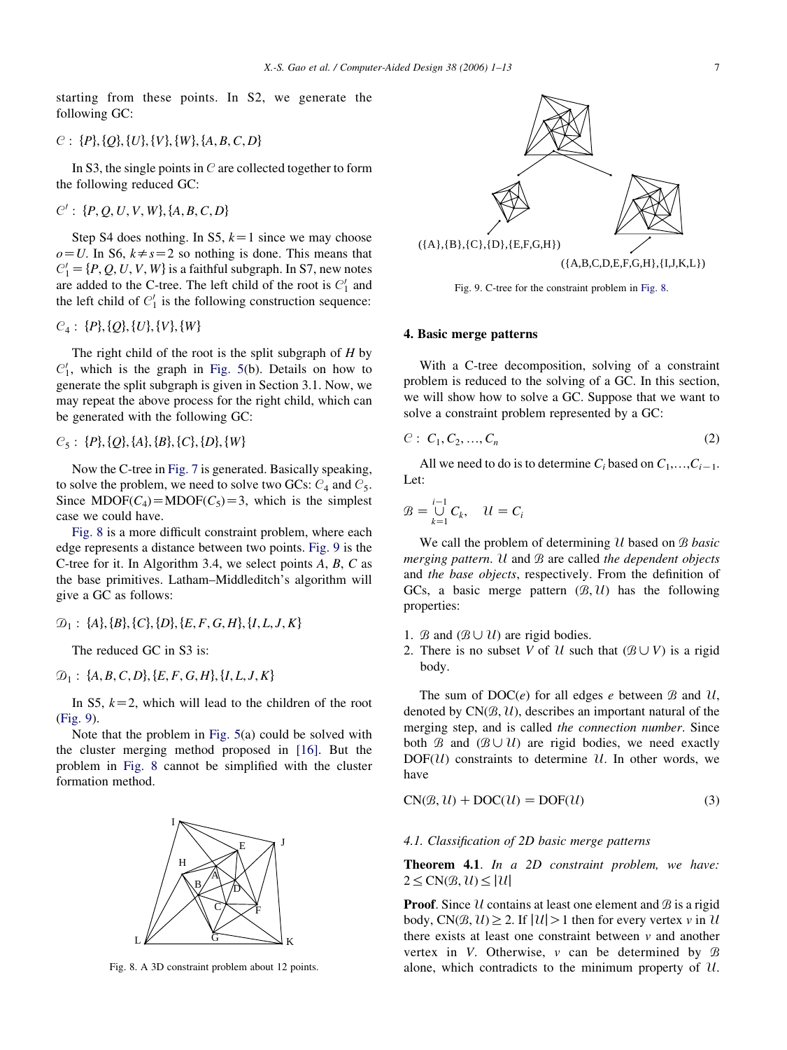starting from these points. In S2, we generate the following GC:

$\mathcal{C}: \{P\},\{Q\},\{U\},\{V\},\{W\},\{A,B,C,D\}$

In S3, the single points in $\mathcal{C}$ are collected together to form the following reduced GC:

$\mathcal{C}': \{P,Q,U,V,W\},\{A,B,C,D\}$

Step S4 does nothing. In S5, $k=1$ since we may choose $o=U$. In S6, $k\neq s=2$ so nothing is done. This means that $C_1'=\{P,Q,U,V,W\}$ is a faithful subgraph. In S7, new notes are added to the C-tree. The left child of the root is $C_1'$ and the left child of $C_1'$ is the following construction sequence:

$\mathcal{C}_4: \{P\},\{Q\},\{U\},\{V\},\{W\}$

The right child of the root is the split subgraph of $H$ by $C_1'$, which is the graph in Fig. 5(b). Details on how to generate the split subgraph is given in Section 3.1. Now, we may repeat the above process for the right child, which can be generated with the following GC:

$\mathcal{C}_5: \{P\},\{Q\},\{A\},\{B\},\{C\},\{D\},\{W\}$

Now the C-tree in Fig. 7 is generated. Basically speaking, to solve the problem, we need to solve two GCs: $\mathcal{C}_4$ and $\mathcal{C}_5$. Since $\mathrm{MDOF}(\mathcal{C}_4)=\mathrm{MDOF}(\mathcal{C}_5)=3$, which is the simplest case we could have.

Fig. 8 is a more difficult constraint problem, where each edge represents a distance between two points. Fig. 9 is the C-tree for it. In Algorithm 3.4, we select points $A$, $B$, $C$ as the base primitives. Latham–Middleditch's algorithm will give a GC as follows:

$\mathcal{D}_1: \{A\},\{B\},\{C\},\{D\},\{E,F,G,H\},\{I,L,J,K\}$

The reduced GC in S3 is:

$\mathcal{D}_1: \{A,B,C,D\},\{E,F,G,H\},\{I,L,J,K\}$

In S5, $k=2$, which will lead to the children of the root (Fig. 9).

Note that the problem in Fig. 5(a) could be solved with the cluster merging method proposed in [16]. But the problem in Fig. 8 cannot be simplified with the cluster formation method.

Fig. 8. A 3D constraint problem about 12 points.

({A},{B},{C},{D},{E,F,G,H})

({A,B,C,D,E,F,G,H},{I,J,K,L})

Fig. 9. C-tree for the constraint problem in Fig. 8.

## 4. Basic merge patterns

With a C-tree decomposition, solving of a constraint problem is reduced to the solving of a GC. In this section, we will show how to solve a GC. Suppose that we want to solve a constraint problem represented by a GC:

$$\mathcal{C}: C_1, C_2, \ldots, C_n \tag{2}$$

All we need to do is to determine $C_i$ based on $C_1,\ldots,C_{i-1}$. Let:

$$\mathcal{B}=\bigcup_{k=1}^{i-1} C_k, \quad \mathcal{U}=C_i$$

We call the problem of determining $\mathcal{U}$ based on $\mathcal{B}$ *basic merging pattern*. $\mathcal{U}$ and $\mathcal{B}$ are called *the dependent objects* and *the base objects*, respectively. From the definition of GCs, a basic merge pattern $(\mathcal{B},\mathcal{U})$ has the following properties:

1. $\mathcal{B}$ and $(\mathcal{B}\cup\mathcal{U})$ are rigid bodies.
2. There is no subset $V$ of $\mathcal{U}$ such that $(\mathcal{B}\cup V)$ is a rigid body.

The sum of DOC($e$) for all edges $e$ between $\mathcal{B}$ and $\mathcal{U}$, denoted by $\mathrm{CN}(\mathcal{B},\mathcal{U})$, describes an important natural of the merging step, and is called *the connection number*. Since both $\mathcal{B}$ and $(\mathcal{B}\cup\mathcal{U})$ are rigid bodies, we need exactly DOF($\mathcal{U}$) constraints to determine $\mathcal{U}$. In other words, we have

$$\mathrm{CN}(\mathcal{B},\mathcal{U})+\mathrm{DOC}(\mathcal{U})=\mathrm{DOF}(\mathcal{U}) \tag{3}$$

### 4.1. Classification of 2D basic merge patterns

**Theorem 4.1**. *In a 2D constraint problem, we have:* $2\leq \mathrm{CN}(\mathcal{B},\mathcal{U})\leq|\mathcal{U}|$

**Proof**. Since $\mathcal{U}$ contains at least one element and $\mathcal{B}$ is a rigid body, $\mathrm{CN}(\mathcal{B},\mathcal{U})\geq 2$. If $|\mathcal{U}|>1$ then for every vertex $v$ in $\mathcal{U}$ there exists at least one constraint between $v$ and another vertex in $V$. Otherwise, $v$ can be determined by $\mathcal{B}$ alone, which contradicts to the minimum property of $\mathcal{U}$.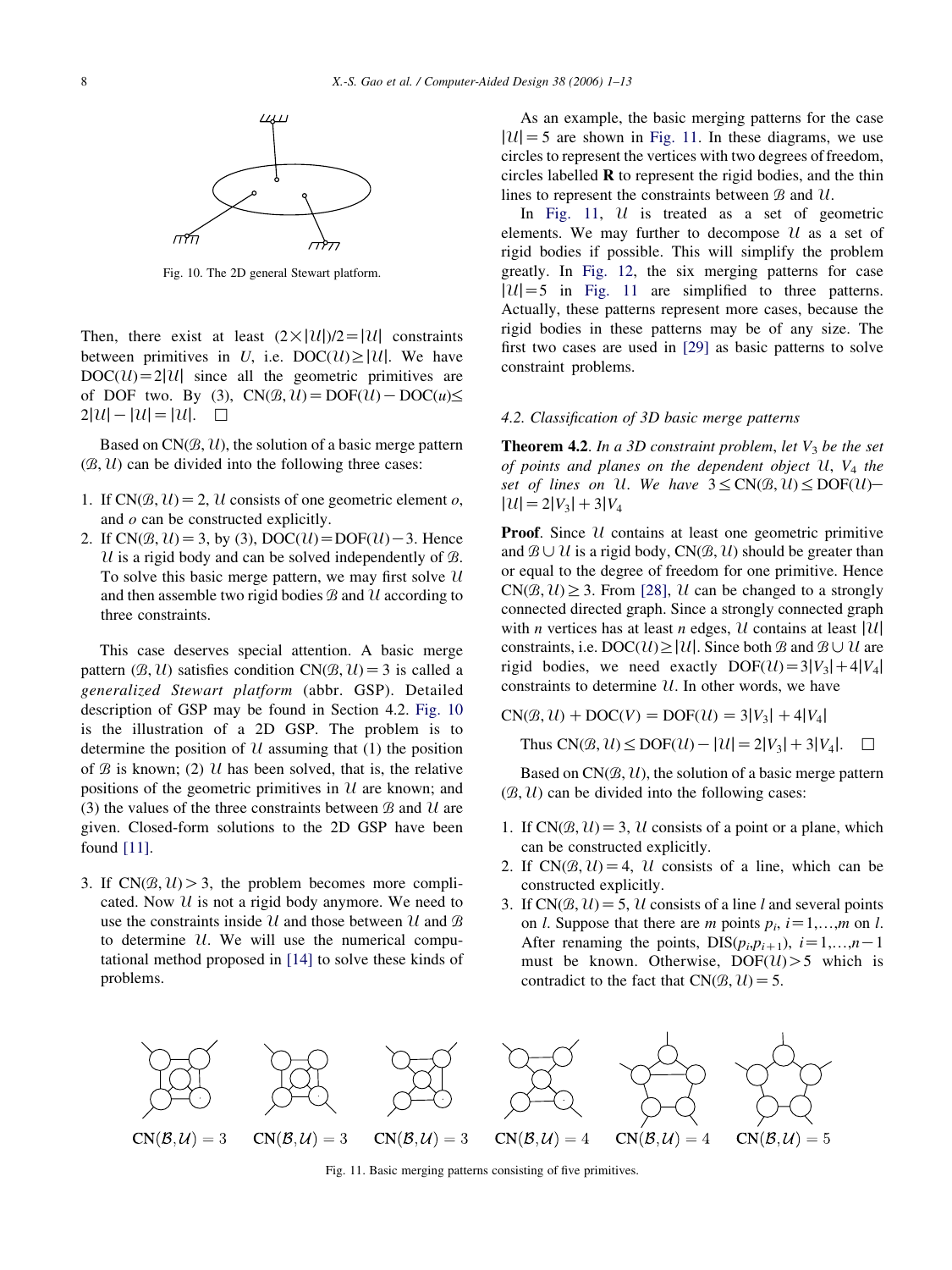Fig. 10. The 2D general Stewart platform.

Then, there exist at least $(2\times|\mathcal{U}|)/2=|\mathcal{U}|$ constraints between primitives in $U$, i.e. $\mathrm{DOC}(\mathcal{U})\geq|\mathcal{U}|$. We have $\mathrm{DOC}(\mathcal{U})=2|\mathcal{U}|$ since all the geometric primitives are of DOF two. By (3), $\mathrm{CN}(\mathcal{B},\mathcal{U})=\mathrm{DOF}(\mathcal{U})-\mathrm{DOC}(u)\leq 2|\mathcal{U}|-|\mathcal{U}|=|\mathcal{U}|$. □

Based on $\mathrm{CN}(\mathcal{B},\mathcal{U})$, the solution of a basic merge pattern $(\mathcal{B},\mathcal{U})$ can be divided into the following three cases:

1. If $\mathrm{CN}(\mathcal{B},\mathcal{U})=2$, $\mathcal{U}$ consists of one geometric element $o$, and $o$ can be constructed explicitly.
2. If $\mathrm{CN}(\mathcal{B},\mathcal{U})=3$, by (3), $\mathrm{DOC}(\mathcal{U})=\mathrm{DOF}(\mathcal{U})-3$. Hence $\mathcal{U}$ is a rigid body and can be solved independently of $\mathcal{B}$. To solve this basic merge pattern, we may first solve $\mathcal{U}$ and then assemble two rigid bodies $\mathcal{B}$ and $\mathcal{U}$ according to three constraints.

This case deserves special attention. A basic merge pattern $(\mathcal{B},\mathcal{U})$ satisfies condition $\mathrm{CN}(\mathcal{B},\mathcal{U})=3$ is called a *generalized Stewart platform* (abbr. GSP). Detailed description of GSP may be found in Section 4.2. Fig. 10 is the illustration of a 2D GSP. The problem is to determine the position of $\mathcal{U}$ assuming that (1) the position of $\mathcal{B}$ is known; (2) $\mathcal{U}$ has been solved, that is, the relative positions of the geometric primitives in $\mathcal{U}$ are known; and (3) the values of the three constraints between $\mathcal{B}$ and $\mathcal{U}$ are given. Closed-form solutions to the 2D GSP have been found [11].

3. If $\mathrm{CN}(\mathcal{B},\mathcal{U})>3$, the problem becomes more complicated. Now $\mathcal{U}$ is not a rigid body anymore. We need to use the constraints inside $\mathcal{U}$ and those between $\mathcal{U}$ and $\mathcal{B}$ to determine $\mathcal{U}$. We will use the numerical computational method proposed in [14] to solve these kinds of problems.

As an example, the basic merging patterns for the case $|\mathcal{U}|=5$ are shown in Fig. 11. In these diagrams, we use circles to represent the vertices with two degrees of freedom, circles labelled **R** to represent the rigid bodies, and the thin lines to represent the constraints between $\mathcal{B}$ and $\mathcal{U}$.

In Fig. 11, $\mathcal{U}$ is treated as a set of geometric elements. We may further to decompose $\mathcal{U}$ as a set of rigid bodies if possible. This will simplify the problem greatly. In Fig. 12, the six merging patterns for case $|\mathcal{U}|=5$ in Fig. 11 are simplified to three patterns. Actually, these patterns represent more cases, because the rigid bodies in these patterns may be of any size. The first two cases are used in [29] as basic patterns to solve constraint problems.

### 4.2. Classification of 3D basic merge patterns

**Theorem 4.2**. *In a 3D constraint problem, let $V_3$ be the set of points and planes on the dependent object $\mathcal{U}$, $V_4$ the set of lines on $\mathcal{U}$. We have $3\leq\mathrm{CN}(\mathcal{B},\mathcal{U})\leq\mathrm{DOF}(\mathcal{U})-|\mathcal{U}|=2|V_3|+3|V_4$*

**Proof**. Since $\mathcal{U}$ contains at least one geometric primitive and $\mathcal{B}\cup\mathcal{U}$ is a rigid body, $\mathrm{CN}(\mathcal{B},\mathcal{U})$ should be greater than or equal to the degree of freedom for one primitive. Hence $\mathrm{CN}(\mathcal{B},\mathcal{U})\geq 3$. From [28], $\mathcal{U}$ can be changed to a strongly connected directed graph. Since a strongly connected graph with $n$ vertices has at least $n$ edges, $\mathcal{U}$ contains at least $|\mathcal{U}|$ constraints, i.e. $\mathrm{DOC}(\mathcal{U})\geq|\mathcal{U}|$. Since both $\mathcal{B}$ and $\mathcal{B}\cup\mathcal{U}$ are rigid bodies, we need exactly $\mathrm{DOF}(\mathcal{U})=3|V_3|+4|V_4|$ constraints to determine $\mathcal{U}$. In other words, we have

$$\mathrm{CN}(\mathcal{B},\mathcal{U})+\mathrm{DOC}(V)=\mathrm{DOF}(\mathcal{U})=3|V_3|+4|V_4|$$

Thus $\mathrm{CN}(\mathcal{B},\mathcal{U})\leq\mathrm{DOF}(\mathcal{U})-|\mathcal{U}|=2|V_3|+3|V_4|$. □

Based on $\mathrm{CN}(\mathcal{B},\mathcal{U})$, the solution of a basic merge pattern $(\mathcal{B},\mathcal{U})$ can be divided into the following cases:

1. If $\mathrm{CN}(\mathcal{B},\mathcal{U})=3$, $\mathcal{U}$ consists of a point or a plane, which can be constructed explicitly.
2. If $\mathrm{CN}(\mathcal{B},\mathcal{U})=4$, $\mathcal{U}$ consists of a line, which can be constructed explicitly.
3. If $\mathrm{CN}(\mathcal{B},\mathcal{U})=5$, $\mathcal{U}$ consists of a line $l$ and several points on $l$. Suppose that there are $m$ points $p_i$, $i=1,\ldots,m$ on $l$. After renaming the points, $\mathrm{DIS}(p_i,p_{i+1})$, $i=1,\ldots,n-1$ must be known. Otherwise, $\mathrm{DOF}(\mathcal{U})>5$ which is contradict to the fact that $\mathrm{CN}(\mathcal{B},\mathcal{U})=5$.

$\mathrm{CN}(\mathcal{B},\mathcal{U})=3$ $\mathrm{CN}(\mathcal{B},\mathcal{U})=3$ $\mathrm{CN}(\mathcal{B},\mathcal{U})=3$ $\mathrm{CN}(\mathcal{B},\mathcal{U})=4$ $\mathrm{CN}(\mathcal{B},\mathcal{U})=4$ $\mathrm{CN}(\mathcal{B},\mathcal{U})=5$

Fig. 11. Basic merging patterns consisting of five primitives.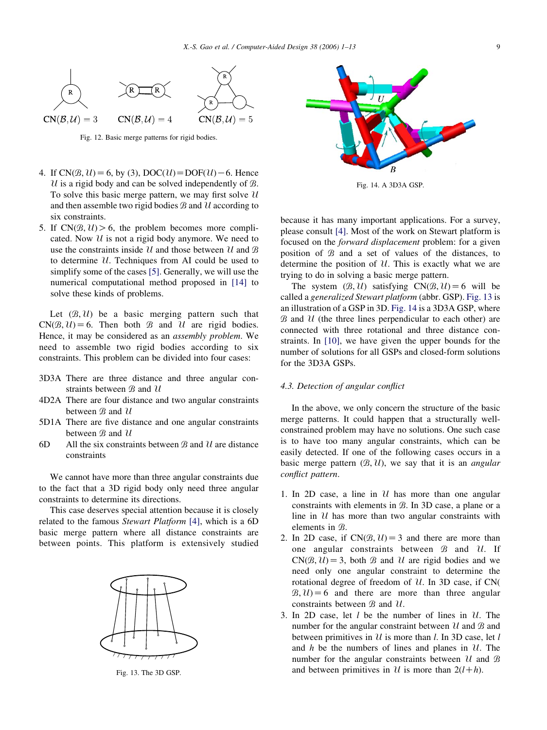$\mathrm{CN}(\mathcal{B},\mathcal{U})=3$ $\mathrm{CN}(\mathcal{B},\mathcal{U})=4$ $\mathrm{CN}(\mathcal{B},\mathcal{U})=5$

Fig. 12. Basic merge patterns for rigid bodies.

4. If $\mathrm{CN}(\mathcal{B},\mathcal{U})=6$, by (3), $\mathrm{DOC}(\mathcal{U})=\mathrm{DOF}(\mathcal{U})-6$. Hence $\mathcal{U}$ is a rigid body and can be solved independently of $\mathcal{B}$. To solve this basic merge pattern, we may first solve $\mathcal{U}$ and then assemble two rigid bodies $\mathcal{B}$ and $\mathcal{U}$ according to six constraints.
5. If $\mathrm{CN}(\mathcal{B},\mathcal{U})>6$, the problem becomes more complicated. Now $\mathcal{U}$ is not a rigid body anymore. We need to use the constraints inside $\mathcal{U}$ and those between $\mathcal{U}$ and $\mathcal{B}$ to determine $\mathcal{U}$. Techniques from AI could be used to simplify some of the cases [5]. Generally, we will use the numerical computational method proposed in [14] to solve these kinds of problems.

Let $(\mathcal{B},\mathcal{U})$ be a basic merging pattern such that $\mathrm{CN}(\mathcal{B},\mathcal{U})=6$. Then both $\mathcal{B}$ and $\mathcal{U}$ are rigid bodies. Hence, it may be considered as an *assembly problem*. We need to assemble two rigid bodies according to six constraints. This problem can be divided into four cases:

- 3D3A There are three distance and three angular constraints between $\mathcal{B}$ and $\mathcal{U}$
- 4D2A There are four distance and two angular constraints between $\mathcal{B}$ and $\mathcal{U}$
- 5D1A There are five distance and one angular constraints between $\mathcal{B}$ and $\mathcal{U}$
- 6D All the six constraints between $\mathcal{B}$ and $\mathcal{U}$ are distance constraints

We cannot have more than three angular constraints due to the fact that a 3D rigid body only need three angular constraints to determine its directions.

This case deserves special attention because it is closely related to the famous *Stewart Platform* [4], which is a 6D basic merge pattern where all distance constraints are between points. This platform is extensively studied because it has many important applications. For a survey, please consult [4]. Most of the work on Stewart platform is focused on the *forward displacement* problem: for a given position of $\mathcal{B}$ and a set of values of the distances, to determine the position of $\mathcal{U}$. This is exactly what we are trying to do in solving a basic merge pattern.

Fig. 13. The 3D GSP.

Fig. 14. A 3D3A GSP.

The system $(\mathcal{B},\mathcal{U})$ satisfying $\mathrm{CN}(\mathcal{B},\mathcal{U})=6$ will be called a *generalized Stewart platform* (abbr. GSP). Fig. 13 is an illustration of a GSP in 3D. Fig. 14 is a 3D3A GSP, where $\mathcal{B}$ and $\mathcal{U}$ (the three lines perpendicular to each other) are connected with three rotational and three distance constraints. In [10], we have given the upper bounds for the number of solutions for all GSPs and closed-form solutions for the 3D3A GSPs.

### 4.3. Detection of angular conflict

In the above, we only concern the structure of the basic merge patterns. It could happen that a structurally well-constrained problem may have no solutions. One such case is to have too many angular constraints, which can be easily detected. If one of the following cases occurs in a basic merge pattern $(\mathcal{B},\mathcal{U})$, we say that it is an *angular conflict pattern*.

1. In 2D case, a line in $\mathcal{U}$ has more than one angular constraints with elements in $\mathcal{B}$. In 3D case, a plane or a line in $\mathcal{U}$ has more than two angular constraints with elements in $\mathcal{B}$.
2. In 2D case, if $\mathrm{CN}(\mathcal{B},\mathcal{U})=3$ and there are more than one angular constraints between $\mathcal{B}$ and $\mathcal{U}$. If $\mathrm{CN}(\mathcal{B},\mathcal{U})=3$, both $\mathcal{B}$ and $\mathcal{U}$ are rigid bodies and we need only one angular constraint to determine the rotational degree of freedom of $\mathcal{U}$. In 3D case, if $\mathrm{CN}(\mathcal{B},\mathcal{U})=6$ and there are more than three angular constraints between $\mathcal{B}$ and $\mathcal{U}$.
3. In 2D case, let $l$ be the number of lines in $\mathcal{U}$. The number for the angular constraint between $\mathcal{U}$ and $\mathcal{B}$ and between primitives in $\mathcal{U}$ is more than $l$. In 3D case, let $l$ and $h$ be the numbers of lines and planes in $\mathcal{U}$. The number for the angular constraints between $\mathcal{U}$ and $\mathcal{B}$ and between primitives in $\mathcal{U}$ is more than $2(l+h)$.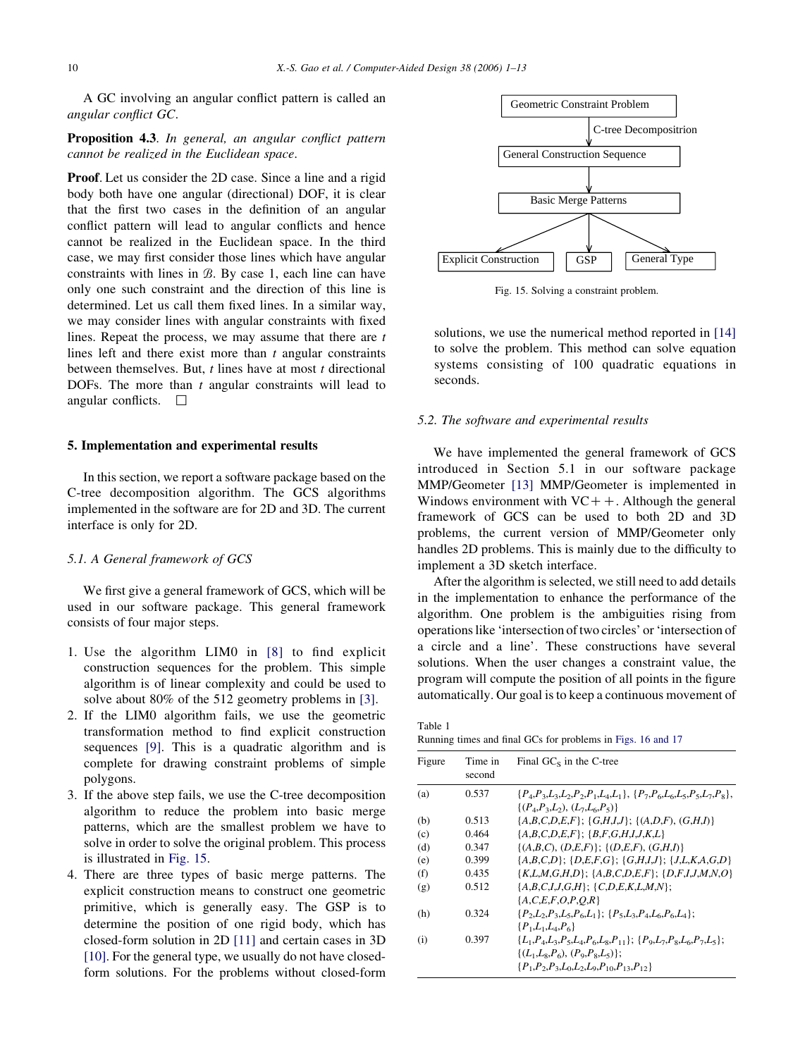A GC involving an angular conflict pattern is called an *angular conflict GC*.

**Proposition 4.3**. *In general, an angular conflict pattern cannot be realized in the Euclidean space*.

**Proof**. Let us consider the 2D case. Since a line and a rigid body both have one angular (directional) DOF, it is clear that the first two cases in the definition of an angular conflict pattern will lead to angular conflicts and hence cannot be realized in the Euclidean space. In the third case, we may first consider those lines which have angular constraints with lines in $\mathcal{B}$. By case 1, each line can have only one such constraint and the direction of this line is determined. Let us call them fixed lines. In a similar way, we may consider lines with angular constraints with fixed lines. Repeat the process, we may assume that there are $t$ lines left and there exist more than $t$ angular constraints between themselves. But, $t$ lines have at most $t$ directional DOFs. The more than $t$ angular constraints will lead to angular conflicts. □

## 5. Implementation and experimental results

In this section, we report a software package based on the C-tree decomposition algorithm. The GCS algorithms implemented in the software are for 2D and 3D. The current interface is only for 2D.

### 5.1. A General framework of GCS

We first give a general framework of GCS, which will be used in our software package. This general framework consists of four major steps.

1. Use the algorithm LIM0 in [8] to find explicit construction sequences for the problem. This simple algorithm is of linear complexity and could be used to solve about 80% of the 512 geometry problems in [3].
2. If the LIM0 algorithm fails, we use the geometric transformation method to find explicit construction sequences [9]. This is a quadratic algorithm and is complete for drawing constraint problems of simple polygons.
3. If the above step fails, we use the C-tree decomposition algorithm to reduce the problem into basic merge patterns, which are the smallest problem we have to solve in order to solve the original problem. This process is illustrated in Fig. 15.
4. There are three types of basic merge patterns. The explicit construction means to construct one geometric primitive, which is generally easy. The GSP is to determine the position of one rigid body, which has closed-form solution in 2D [11] and certain cases in 3D [10]. For the general type, we usually do not have closed-form solutions. For the problems without closed-form solutions, we use the numerical method reported in [14] to solve the problem. This method can solve equation systems consisting of 100 quadratic equations in seconds.

Geometric Constraint Problem → (C-tree Decomposition) → General Construction Sequence → Basic Merge Patterns → Explicit Construction / GSP / General Type

Fig. 15. Solving a constraint problem.

### 5.2. The software and experimental results

We have implemented the general framework of GCS introduced in Section 5.1 in our software package MMP/Geometer [13] MMP/Geometer is implemented in Windows environment with VC++. Although the general framework of GCS can be used to both 2D and 3D problems, the current version of MMP/Geometer only handles 2D problems. This is mainly due to the difficulty to implement a 3D sketch interface.

After the algorithm is selected, we still need to add details in the implementation to enhance the performance of the algorithm. One problem is the ambiguities rising from operations like 'intersection of two circles' or 'intersection of a circle and a line'. These constructions have several solutions. When the user changes a constraint value, the program will compute the position of all points in the figure automatically. Our goal is to keep a continuous movement of

Table 1
Running times and final GCs for problems in Figs. 16 and 17

| Figure | Time in second | Final $GC_S$ in the C-tree |
|---|---|---|
| (a) | 0.537 | $\{P_4,P_3,L_3,L_2,P_2,P_1,L_4,L_1\}$, $\{P_7,P_6,L_6,L_5,P_5,L_7,P_8\}$, $\{(P_4,P_3,L_2), (L_7,L_6,P_5)\}$ |
| (b) | 0.513 | $\{A,B,C,D,E,F\}$; $\{G,H,I,J\}$; $\{(A,D,F), (G,H,I)\}$ |
| (c) | 0.464 | $\{A,B,C,D,E,F\}$; $\{B,F,G,H,I,J,K,L\}$ |
| (d) | 0.347 | $\{(A,B,C), (D,E,F)\}$; $\{(D,E,F), (G,H,I)\}$ |
| (e) | 0.399 | $\{A,B,C,D\}$; $\{D,E,F,G\}$; $\{G,H,I,J\}$; $\{J,L,K,A,G,D\}$ |
| (f) | 0.435 | $\{K,L,M,G,H,D\}$; $\{A,B,C,D,E,F\}$; $\{D,F,I,J,M,N,O\}$ |
| (g) | 0.512 | $\{A,B,C,I,J,G,H\}$; $\{C,D,E,K,L,M,N\}$; $\{A,C,E,F,O,P,Q,R\}$ |
| (h) | 0.324 | $\{P_2,L_2,P_3,L_5,P_6,L_1\}$; $\{P_5,L_3,P_4,L_6,P_6,L_4\}$; $\{P_1,L_1,L_4,P_6\}$ |
| (i) | 0.397 | $\{L_1,P_4,L_3,P_5,L_4,P_6,L_8,P_{11}\}$; $\{P_9,L_7,P_8,L_6,P_7,L_5\}$; $\{(L_1,L_8,P_6), (P_9,P_8,L_5)\}$; $\{P_1,P_2,P_3,L_0,L_2,L_9,P_{10},P_{13},P_{12}\}$ |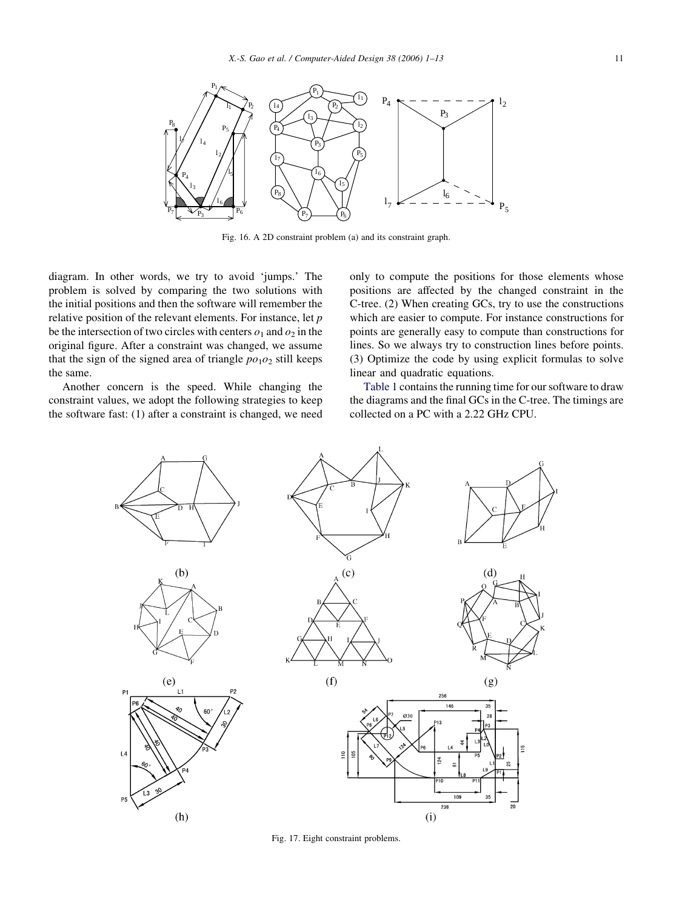Fig. 16. A 2D constraint problem (a) and its constraint graph.

diagram. In other words, we try to avoid 'jumps.' The problem is solved by comparing the two solutions with the initial positions and then the software will remember the relative position of the relevant elements. For instance, let $p$ be the intersection of two circles with centers $o_1$ and $o_2$ in the original figure. After a constraint was changed, we assume that the sign of the signed area of triangle $po_1o_2$ still keeps the same.

Another concern is the speed. While changing the constraint values, we adopt the following strategies to keep the software fast: (1) after a constraint is changed, we need only to compute the positions for those elements whose positions are affected by the changed constraint in the C-tree. (2) When creating GCs, try to use the constructions which are easier to compute. For instance constructions for points are generally easy to compute than constructions for lines. So we always try to construction lines before points. (3) Optimize the code by using explicit formulas to solve linear and quadratic equations.

Table 1 contains the running time for our software to draw the diagrams and the final GCs in the C-tree. The timings are collected on a PC with a 2.22 GHz CPU.

Fig. 17. Eight constraint problems.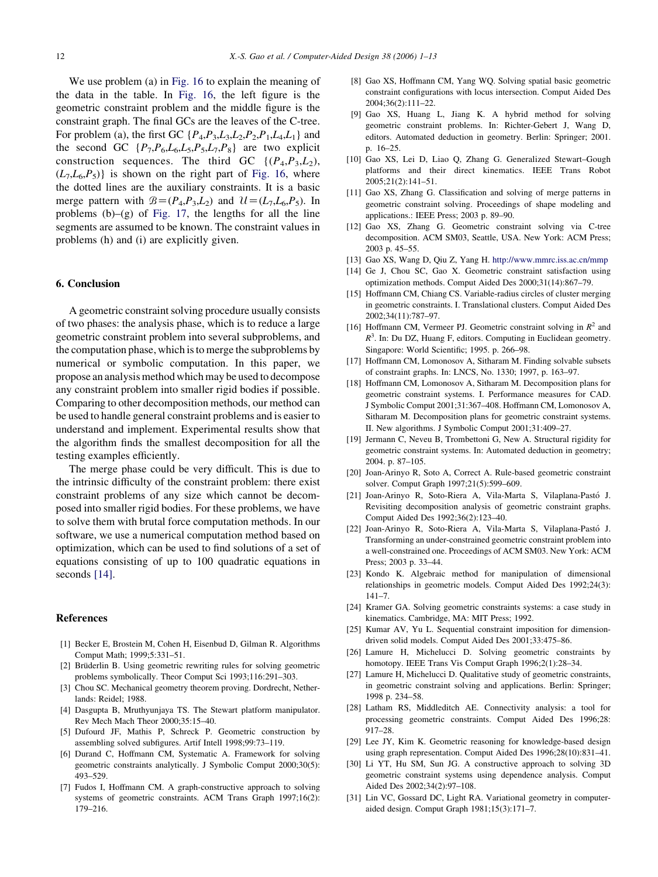We use problem (a) in Fig. 16 to explain the meaning of the data in the table. In Fig. 16, the left figure is the geometric constraint problem and the middle figure is the constraint graph. The final GCs are the leaves of the C-tree. For problem (a), the first GC $\{P_4,P_3,L_3,L_2,P_2,P_1,L_4,L_1\}$ and the second GC $\{P_7,P_6,L_6,L_5,P_5,L_7,P_8\}$ are two explicit construction sequences. The third GC $\{(P_4,P_3,L_2),(L_7,L_6,P_5)\}$ is shown on the right part of Fig. 16, where the dotted lines are the auxiliary constraints. It is a basic merge pattern with $\mathcal{B}=(P_4,P_3,L_2)$ and $\mathcal{U}=(L_7,L_6,P_5)$. In problems (b)–(g) of Fig. 17, the lengths for all the line segments are assumed to be known. The constraint values in problems (h) and (i) are explicitly given.

## 6. Conclusion

A geometric constraint solving procedure usually consists of two phases: the analysis phase, which is to reduce a large geometric constraint problem into several subproblems, and the computation phase, which is to merge the subproblems by numerical or symbolic computation. In this paper, we propose an analysis method which may be used to decompose any constraint problem into smaller rigid bodies if possible. Comparing to other decomposition methods, our method can be used to handle general constraint problems and is easier to understand and implement. Experimental results show that the algorithm finds the smallest decomposition for all the testing examples efficiently.

The merge phase could be very difficult. This is due to the intrinsic difficulty of the constraint problem: there exist constraint problems of any size which cannot be decomposed into smaller rigid bodies. For these problems, we have to solve them with brutal force computation methods. In our software, we use a numerical computation method based on optimization, which can be used to find solutions of a set of equations consisting of up to 100 quadratic equations in seconds [14].

## References

[1] Becker E, Brostein M, Cohen H, Eisenbud D, Gilman R. Algorithms Comput Math; 1999;5:331–51.

[2] Brüderlin B. Using geometric rewriting rules for solving geometric problems symbolically. Theor Comput Sci 1993;116:291–303.

[3] Chou SC. Mechanical geometry theorem proving. Dordrecht, Netherlands: Reidel; 1988.

[4] Dasgupta B, Mruthyunjaya TS. The Stewart platform manipulator. Rev Mech Mach Theor 2000;35:15–40.

[5] Dufourd JF, Mathis P, Schreck P. Geometric construction by assembling solved subfigures. Artif Intell 1998;99:73–119.

[6] Durand C, Hoffmann CM, Systematic A. Framework for solving geometric constraints analytically. J Symbolic Comput 2000;30(5): 493–529.

[7] Fudos I, Hoffmann CM. A graph-constructive approach to solving systems of geometric constraints. ACM Trans Graph 1997;16(2): 179–216.

[8] Gao XS, Hoffmann CM, Yang WQ. Solving spatial basic geometric constraint configurations with locus intersection. Comput Aided Des 2004;36(2):111–22.

[9] Gao XS, Huang L, Jiang K. A hybrid method for solving geometric constraint problems. In: Richter-Gebert J, Wang D, editors. Automated deduction in geometry. Berlin: Springer; 2001. p. 16–25.

[10] Gao XS, Lei D, Liao Q, Zhang G. Generalized Stewart–Gough platforms and their direct kinematics. IEEE Trans Robot 2005;21(2):141–51.

[11] Gao XS, Zhang G. Classification and solving of merge patterns in geometric constraint solving. Proceedings of shape modeling and applications.: IEEE Press; 2003 p. 89–90.

[12] Gao XS, Zhang G. Geometric constraint solving via C-tree decomposition. ACM SM03, Seattle, USA. New York: ACM Press; 2003 p. 45–55.

[13] Gao XS, Wang D, Qiu Z, Yang H. http://www.mmrc.iss.ac.cn/mmp

[14] Ge J, Chou SC, Gao X. Geometric constraint satisfaction using optimization methods. Comput Aided Des 2000;31(14):867–79.

[15] Hoffmann CM, Chiang CS. Variable-radius circles of cluster merging in geometric constraints. I. Translational clusters. Comput Aided Des 2002;34(11):787–97.

[16] Hoffmann CM, Vermeer PJ. Geometric constraint solving in $R^2$ and $R^3$. In: Du DZ, Huang F, editors. Computing in Euclidean geometry. Singapore: World Scientific; 1995. p. 266–98.

[17] Hoffmann CM, Lomonosov A, Sitharam M. Finding solvable subsets of constraint graphs. In: LNCS, No. 1330; 1997, p. 163–97.

[18] Hoffmann CM, Lomonosov A, Sitharam M. Decomposition plans for geometric constraint systems. I. Performance measures for CAD. J Symbolic Comput 2001;31:367–408. Hoffmann CM, Lomonosov A, Sitharam M. Decomposition plans for geometric constraint systems. II. New algorithms. J Symbolic Comput 2001;31:409–27.

[19] Jermann C, Neveu B, Trombettoni G, New A. Structural rigidity for geometric constraint systems. In: Automated deduction in geometry; 2004. p. 87–105.

[20] Joan-Arinyo R, Soto A, Correct A. Rule-based geometric constraint solver. Comput Graph 1997;21(5):599–609.

[21] Joan-Arinyo R, Soto-Riera A, Vila-Marta S, Vilaplana-Pastó J. Revisiting decomposition analysis of geometric constraint graphs. Comput Aided Des 1992;36(2):123–40.

[22] Joan-Arinyo R, Soto-Riera A, Vila-Marta S, Vilaplana-Pastó J. Transforming an under-constrained geometric constraint problem into a well-constrained one. Proceedings of ACM SM03. New York: ACM Press; 2003 p. 33–44.

[23] Kondo K. Algebraic method for manipulation of dimensional relationships in geometric models. Comput Aided Des 1992;24(3): 141–7.

[24] Kramer GA. Solving geometric constraints systems: a case study in kinematics. Cambridge, MA: MIT Press; 1992.

[25] Kumar AV, Yu L. Sequential constraint imposition for dimension-driven solid models. Comput Aided Des 2001;33:475–86.

[26] Lamure H, Michelucci D. Solving geometric constraints by homotopy. IEEE Trans Vis Comput Graph 1996;2(1):28–34.

[27] Lamure H, Michelucci D. Qualitative study of geometric constraints, in geometric constraint solving and applications. Berlin: Springer; 1998 p. 234–58.

[28] Latham RS, Middleditch AE. Connectivity analysis: a tool for processing geometric constraints. Comput Aided Des 1996;28: 917–28.

[29] Lee JY, Kim K. Geometric reasoning for knowledge-based design using graph representation. Comput Aided Des 1996;28(10):831–41.

[30] Li YT, Hu SM, Sun JG. A constructive approach to solving 3D geometric constraint systems using dependence analysis. Comput Aided Des 2002;34(2):97–108.

[31] Lin VC, Gossard DC, Light RA. Variational geometry in computer-aided design. Comput Graph 1981;15(3):171–7.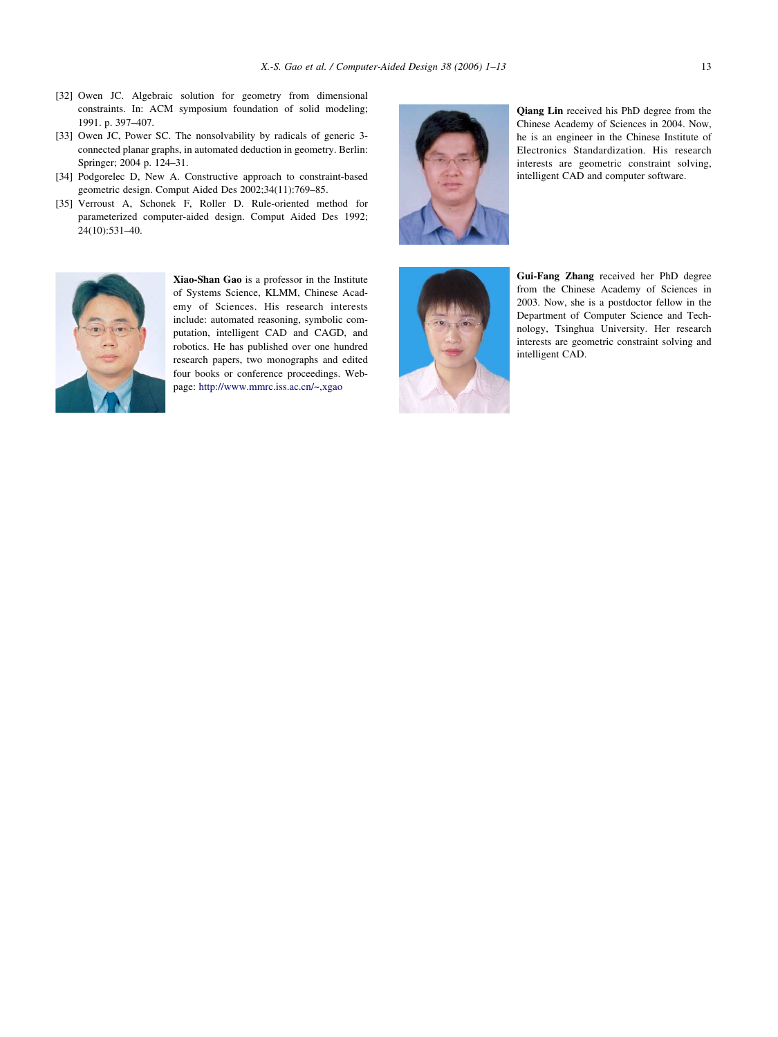[32] Owen JC. Algebraic solution for geometry from dimensional constraints. In: ACM symposium foundation of solid modeling; 1991. p. 397–407.

[33] Owen JC, Power SC. The nonsolvability by radicals of generic 3-connected planar graphs, in automated deduction in geometry. Berlin: Springer; 2004 p. 124–31.

[34] Podgorelec D, New A. Constructive approach to constraint-based geometric design. Comput Aided Des 2002;34(11):769–85.

[35] Verroust A, Schonek F, Roller D. Rule-oriented method for parameterized computer-aided design. Comput Aided Des 1992; 24(10):531–40.

**Xiao-Shan Gao** is a professor in the Institute of Systems Science, KLMM, Chinese Academy of Sciences. His research interests include: automated reasoning, symbolic computation, intelligent CAD and CAGD, and robotics. He has published over one hundred research papers, two monographs and edited four books or conference proceedings. Webpage: http://www.mmrc.iss.ac.cn/~,xgao

**Qiang Lin** received his PhD degree from the Chinese Academy of Sciences in 2004. Now, he is an engineer in the Chinese Institute of Electronics Standardization. His research interests are geometric constraint solving, intelligent CAD and computer software.

**Gui-Fang Zhang** received her PhD degree from the Chinese Academy of Sciences in 2003. Now, she is a postdoctor fellow in the Department of Computer Science and Technology, Tsinghua University. Her research interests are geometric constraint solving and intelligent CAD.